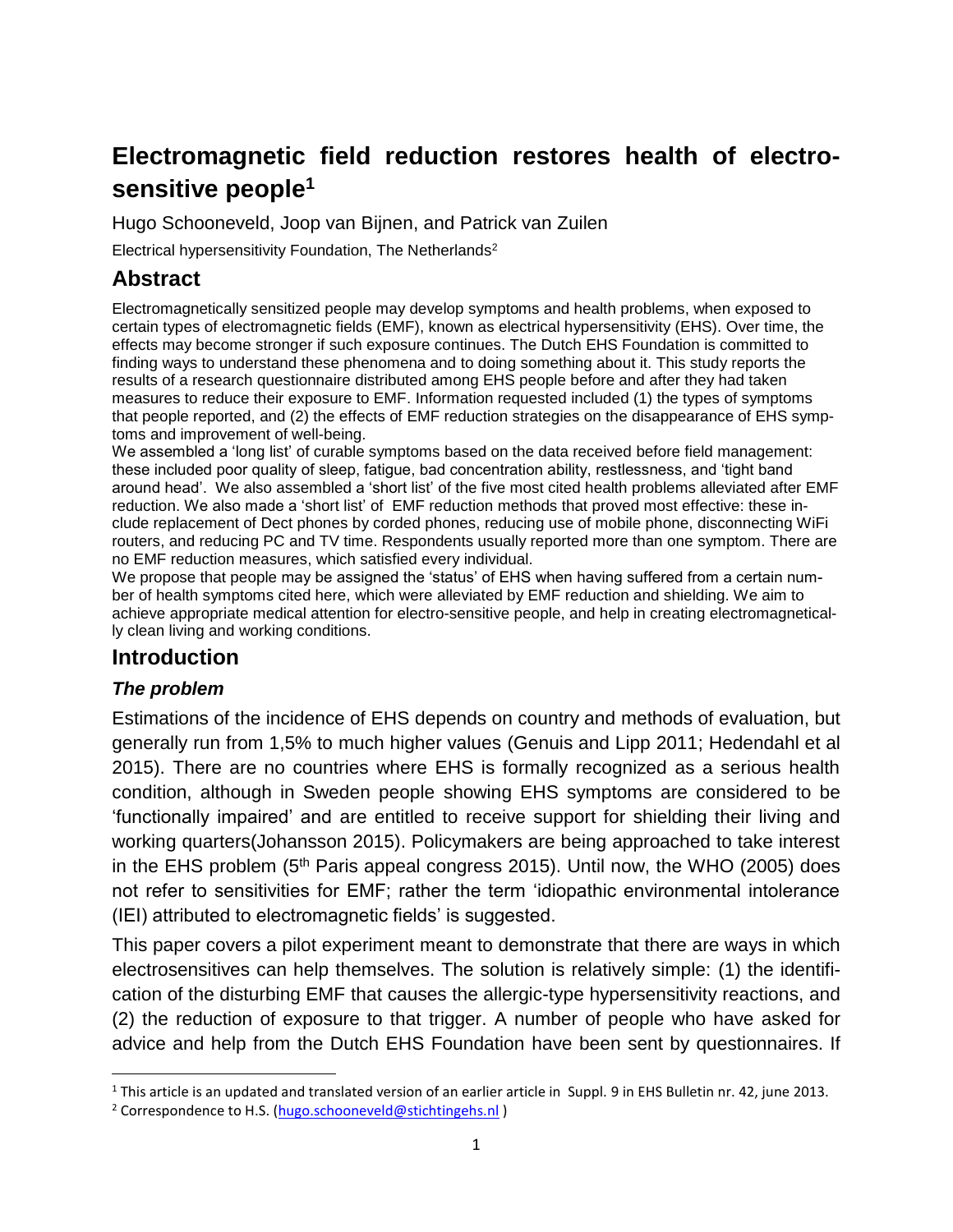# Electromagnetic field reduction restores health of electro-sensitive people[1]

Hugo Schooneveld, Joop van Bijnen, and Patrick van Zuilen

Electrical hypersensitivity Foundation, The Netherlands[2]

## Abstract

Electromagnetically sensitized people may develop symptoms and health problems, when exposed to certain types of electromagnetic fields (EMF), known as electrical hypersensitivity (EHS). Over time, the effects may become stronger if such exposure continues. The Dutch EHS Foundation is committed to finding ways to understand these phenomena and to doing something about it. This study reports the results of a research questionnaire distributed among EHS people before and after they had taken measures to reduce their exposure to EMF. Information requested included (1) the types of symptoms that people reported, and (2) the effects of EMF reduction strategies on the disappearance of EHS symptoms and improvement of well-being.

We assembled a 'long list' of curable symptoms based on the data received before field management: these included poor quality of sleep, fatigue, bad concentration ability, restlessness, and 'tight band around head'. We also assembled a 'short list' of the five most cited health problems alleviated after EMF reduction. We also made a 'short list' of EMF reduction methods that proved most effective: these include replacement of Dect phones by corded phones, reducing use of mobile phone, disconnecting WiFi routers, and reducing PC and TV time. Respondents usually reported more than one symptom. There are no EMF reduction measures, which satisfied every individual.

We propose that people may be assigned the 'status' of EHS when having suffered from a certain number of health symptoms cited here, which were alleviated by EMF reduction and shielding. We aim to achieve appropriate medical attention for electro-sensitive people, and help in creating electromagnetically clean living and working conditions.

## Introduction

### *The problem*

Estimations of the incidence of EHS depends on country and methods of evaluation, but generally run from 1,5% to much higher values (Genuis and Lipp 2011; Hedendahl et al 2015). There are no countries where EHS is formally recognized as a serious health condition, although in Sweden people showing EHS symptoms are considered to be 'functionally impaired' and are entitled to receive support for shielding their living and working quarters(Johansson 2015). Policymakers are being approached to take interest in the EHS problem (5th Paris appeal congress 2015). Until now, the WHO (2005) does not refer to sensitivities for EMF; rather the term 'idiopathic environmental intolerance (IEI) attributed to electromagnetic fields' is suggested.

This paper covers a pilot experiment meant to demonstrate that there are ways in which electrosensitives can help themselves. The solution is relatively simple: (1) the identification of the disturbing EMF that causes the allergic-type hypersensitivity reactions, and (2) the reduction of exposure to that trigger. A number of people who have asked for advice and help from the Dutch EHS Foundation have been sent by questionnaires. If

---

[1] This article is an updated and translated version of an earlier article in Suppl. 9 in EHS Bulletin nr. 42, june 2013.

[2] Correspondence to H.S. (hugo.schooneveld@stichtingehs.nl )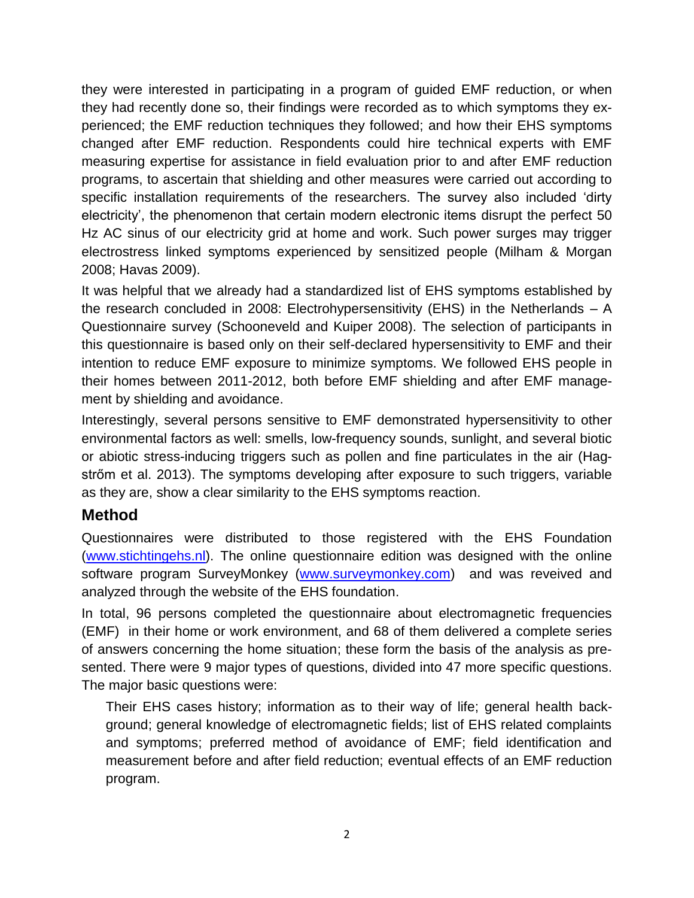they were interested in participating in a program of guided EMF reduction, or when they had recently done so, their findings were recorded as to which symptoms they experienced; the EMF reduction techniques they followed; and how their EHS symptoms changed after EMF reduction. Respondents could hire technical experts with EMF measuring expertise for assistance in field evaluation prior to and after EMF reduction programs, to ascertain that shielding and other measures were carried out according to specific installation requirements of the researchers. The survey also included 'dirty electricity', the phenomenon that certain modern electronic items disrupt the perfect 50 Hz AC sinus of our electricity grid at home and work. Such power surges may trigger electrostress linked symptoms experienced by sensitized people (Milham & Morgan 2008; Havas 2009).

It was helpful that we already had a standardized list of EHS symptoms established by the research concluded in 2008: Electrohypersensitivity (EHS) in the Netherlands – A Questionnaire survey (Schooneveld and Kuiper 2008). The selection of participants in this questionnaire is based only on their self-declared hypersensitivity to EMF and their intention to reduce EMF exposure to minimize symptoms. We followed EHS people in their homes between 2011-2012, both before EMF shielding and after EMF management by shielding and avoidance.

Interestingly, several persons sensitive to EMF demonstrated hypersensitivity to other environmental factors as well: smells, low-frequency sounds, sunlight, and several biotic or abiotic stress-inducing triggers such as pollen and fine particulates in the air (Hagstrőm et al. 2013). The symptoms developing after exposure to such triggers, variable as they are, show a clear similarity to the EHS symptoms reaction.

## Method

Questionnaires were distributed to those registered with the EHS Foundation (www.stichtingehs.nl). The online questionnaire edition was designed with the online software program SurveyMonkey (www.surveymonkey.com) and was reveived and analyzed through the website of the EHS foundation.

In total, 96 persons completed the questionnaire about electromagnetic frequencies (EMF) in their home or work environment, and 68 of them delivered a complete series of answers concerning the home situation; these form the basis of the analysis as presented. There were 9 major types of questions, divided into 47 more specific questions. The major basic questions were:

> Their EHS cases history; information as to their way of life; general health background; general knowledge of electromagnetic fields; list of EHS related complaints and symptoms; preferred method of avoidance of EMF; field identification and measurement before and after field reduction; eventual effects of an EMF reduction program.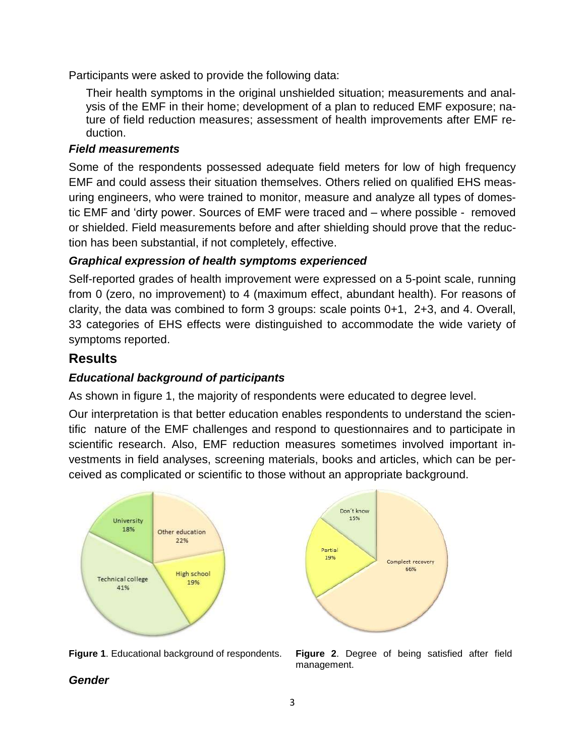Participants were asked to provide the following data:

Their health symptoms in the original unshielded situation; measurements and analysis of the EMF in their home; development of a plan to reduced EMF exposure; nature of field reduction measures; assessment of health improvements after EMF reduction.

### *Field measurements*

Some of the respondents possessed adequate field meters for low of high frequency EMF and could assess their situation themselves. Others relied on qualified EHS measuring engineers, who were trained to monitor, measure and analyze all types of domestic EMF and 'dirty power. Sources of EMF were traced and – where possible - removed or shielded. Field measurements before and after shielding should prove that the reduction has been substantial, if not completely, effective.

### *Graphical expression of health symptoms experienced*

Self-reported grades of health improvement were expressed on a 5-point scale, running from 0 (zero, no improvement) to 4 (maximum effect, abundant health). For reasons of clarity, the data was combined to form 3 groups: scale points 0+1, 2+3, and 4. Overall, 33 categories of EHS effects were distinguished to accommodate the wide variety of symptoms reported.

## Results

### *Educational background of participants*

As shown in figure 1, the majority of respondents were educated to degree level.

Our interpretation is that better education enables respondents to understand the scientific nature of the EMF challenges and respond to questionnaires and to participate in scientific research. Also, EMF reduction measures sometimes involved important investments in field analyses, screening materials, books and articles, which can be perceived as complicated or scientific to those without an appropriate background.

University 18%, Other education 22%, High school 19%, Technical college 41%

**Figure 1**. Educational background of respondents.

Don´t know 15%, Partial 19%, Complect recovery 66%

**Figure 2**. Degree of being satisfied after field management.

### *Gender*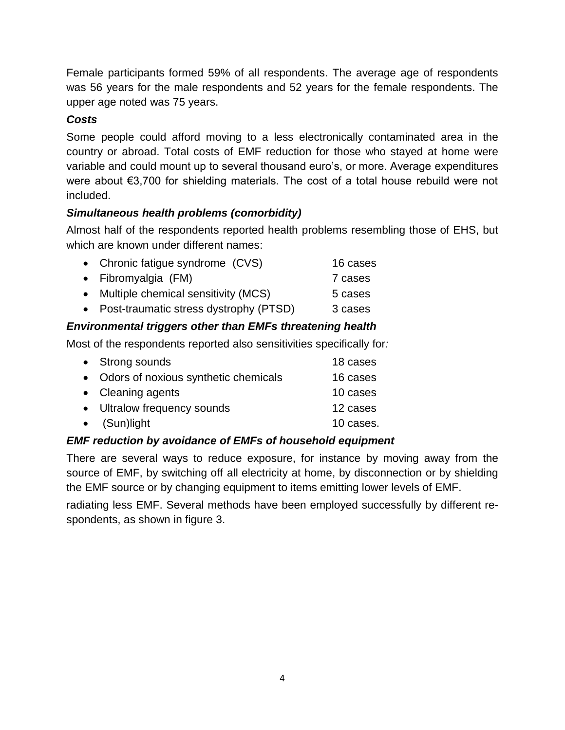Female participants formed 59% of all respondents. The average age of respondents was 56 years for the male respondents and 52 years for the female respondents. The upper age noted was 75 years.

***Costs***

Some people could afford moving to a less electronically contaminated area in the country or abroad. Total costs of EMF reduction for those who stayed at home were variable and could mount up to several thousand euro's, or more. Average expenditures were about €3,700 for shielding materials. The cost of a total house rebuild were not included.

***Simultaneous health problems (comorbidity)***

Almost half of the respondents reported health problems resembling those of EHS, but which are known under different names:

- Chronic fatigue syndrome (CVS) 16 cases
- Fibromyalgia (FM) 7 cases
- Multiple chemical sensitivity (MCS) 5 cases
- Post-traumatic stress dystrophy (PTSD) 3 cases

***Environmental triggers other than EMFs threatening health***

Most of the respondents reported also sensitivities specifically for*:*

- Strong sounds 18 cases
- Odors of noxious synthetic chemicals 16 cases
- Cleaning agents 10 cases
- Ultralow frequency sounds 12 cases
- (Sun)light 10 cases.

***EMF reduction by avoidance of EMFs of household equipment***

There are several ways to reduce exposure, for instance by moving away from the source of EMF, by switching off all electricity at home, by disconnection or by shielding the EMF source or by changing equipment to items emitting lower levels of EMF.

radiating less EMF. Several methods have been employed successfully by different respondents, as shown in figure 3.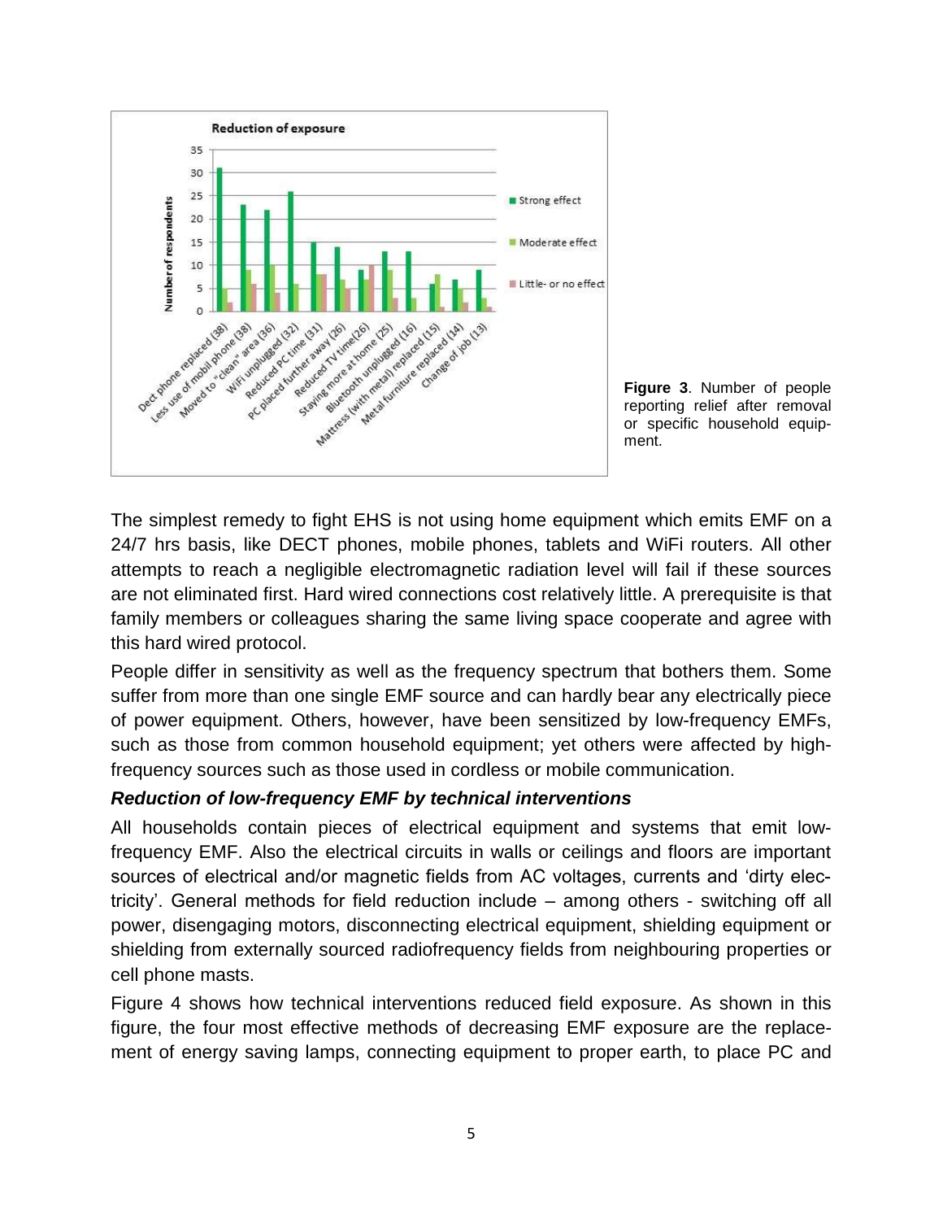**Figure 3**. Number of people reporting relief after removal or specific household equipment.

The simplest remedy to fight EHS is not using home equipment which emits EMF on a 24/7 hrs basis, like DECT phones, mobile phones, tablets and WiFi routers. All other attempts to reach a negligible electromagnetic radiation level will fail if these sources are not eliminated first. Hard wired connections cost relatively little. A prerequisite is that family members or colleagues sharing the same living space cooperate and agree with this hard wired protocol.

People differ in sensitivity as well as the frequency spectrum that bothers them. Some suffer from more than one single EMF source and can hardly bear any electrically piece of power equipment. Others, however, have been sensitized by low-frequency EMFs, such as those from common household equipment; yet others were affected by high-frequency sources such as those used in cordless or mobile communication.

***Reduction of low-frequency EMF by technical interventions***

All households contain pieces of electrical equipment and systems that emit low-frequency EMF. Also the electrical circuits in walls or ceilings and floors are important sources of electrical and/or magnetic fields from AC voltages, currents and 'dirty electricity'. General methods for field reduction include – among others - switching off all power, disengaging motors, disconnecting electrical equipment, shielding equipment or shielding from externally sourced radiofrequency fields from neighbouring properties or cell phone masts.

Figure 4 shows how technical interventions reduced field exposure. As shown in this figure, the four most effective methods of decreasing EMF exposure are the replacement of energy saving lamps, connecting equipment to proper earth, to place PC and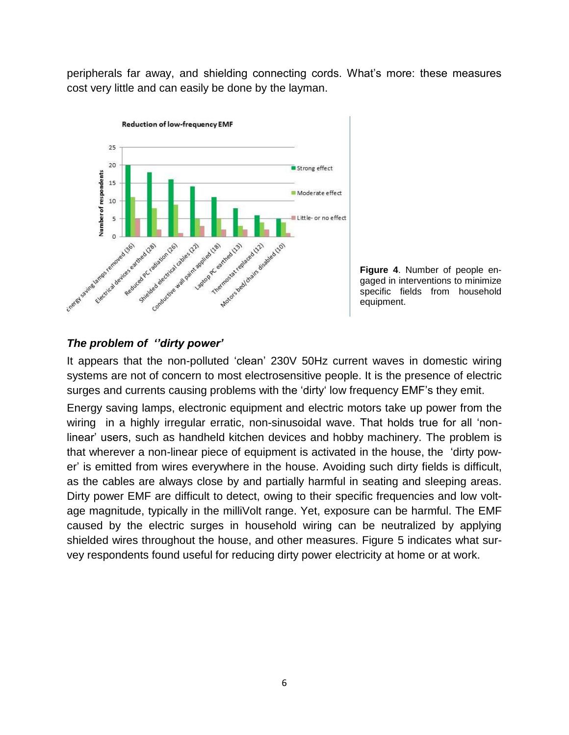peripherals far away, and shielding connecting cords. What's more: these measures cost very little and can easily be done by the layman.

**Figure 4**. Number of people engaged in interventions to minimize specific fields from household equipment.

### *The problem of ''dirty power'*

It appears that the non-polluted 'clean' 230V 50Hz current waves in domestic wiring systems are not of concern to most electrosensitive people. It is the presence of electric surges and currents causing problems with the 'dirty' low frequency EMF's they emit.

Energy saving lamps, electronic equipment and electric motors take up power from the wiring in a highly irregular erratic, non-sinusoidal wave. That holds true for all 'non-linear' users, such as handheld kitchen devices and hobby machinery. The problem is that wherever a non-linear piece of equipment is activated in the house, the 'dirty power' is emitted from wires everywhere in the house. Avoiding such dirty fields is difficult, as the cables are always close by and partially harmful in seating and sleeping areas. Dirty power EMF are difficult to detect, owing to their specific frequencies and low voltage magnitude, typically in the milliVolt range. Yet, exposure can be harmful. The EMF caused by the electric surges in household wiring can be neutralized by applying shielded wires throughout the house, and other measures. Figure 5 indicates what survey respondents found useful for reducing dirty power electricity at home or at work.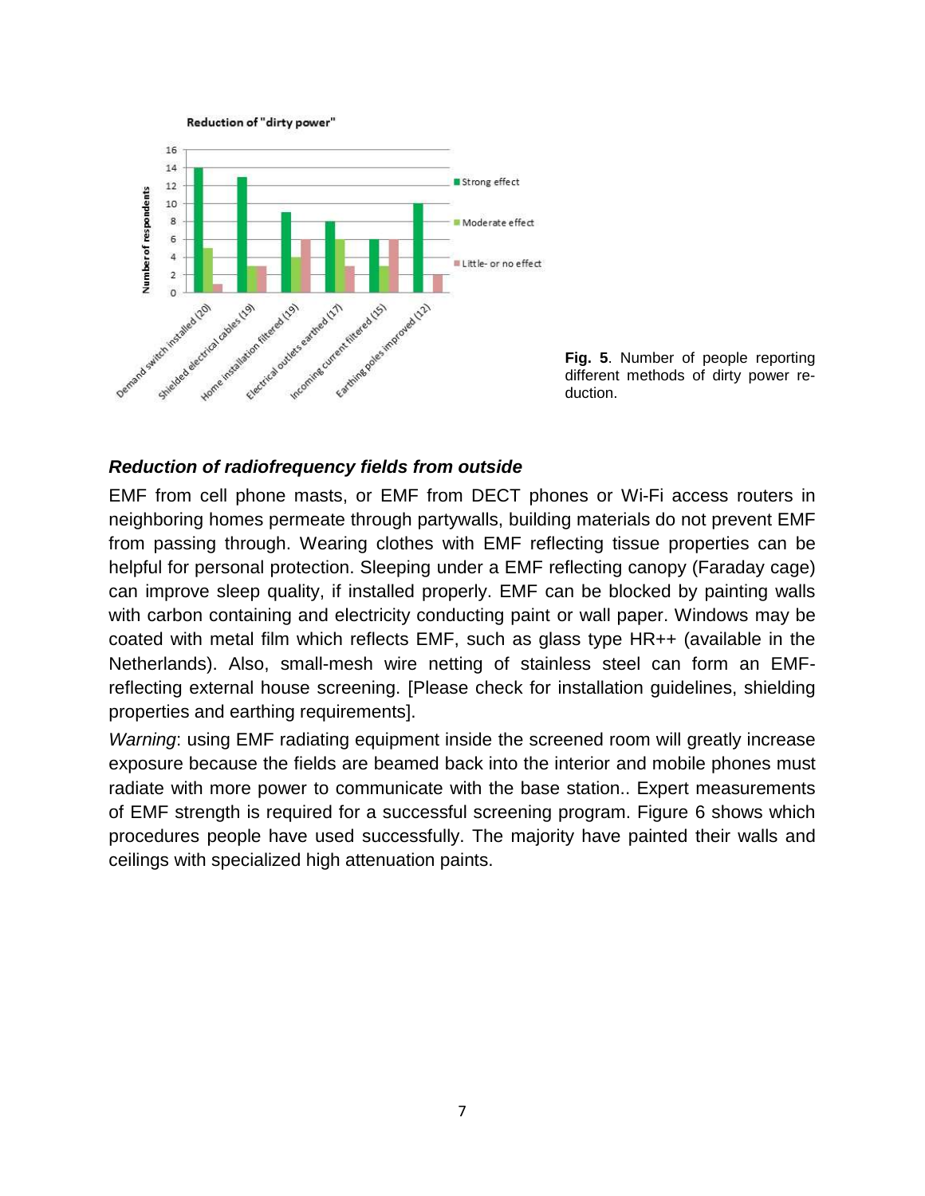Fig. 5. Number of people reporting different methods of dirty power reduction.

### *Reduction of radiofrequency fields from outside*

EMF from cell phone masts, or EMF from DECT phones or Wi-Fi access routers in neighboring homes permeate through partywalls, building materials do not prevent EMF from passing through. Wearing clothes with EMF reflecting tissue properties can be helpful for personal protection. Sleeping under a EMF reflecting canopy (Faraday cage) can improve sleep quality, if installed properly. EMF can be blocked by painting walls with carbon containing and electricity conducting paint or wall paper. Windows may be coated with metal film which reflects EMF, such as glass type HR++ (available in the Netherlands). Also, small-mesh wire netting of stainless steel can form an EMF-reflecting external house screening. [Please check for installation guidelines, shielding properties and earthing requirements].

*Warning*: using EMF radiating equipment inside the screened room will greatly increase exposure because the fields are beamed back into the interior and mobile phones must radiate with more power to communicate with the base station.. Expert measurements of EMF strength is required for a successful screening program. Figure 6 shows which procedures people have used successfully. The majority have painted their walls and ceilings with specialized high attenuation paints.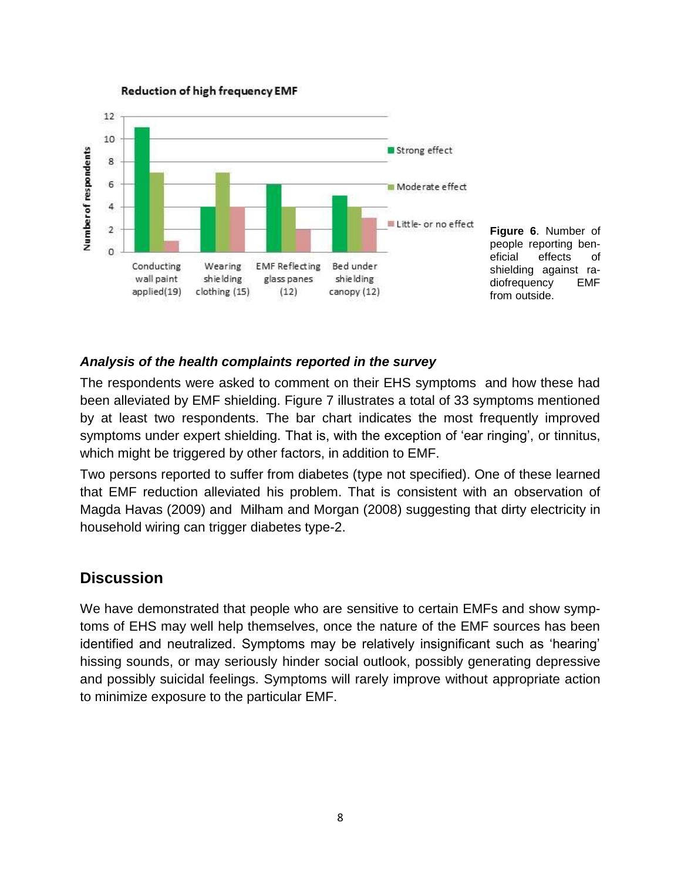**Figure 6**. Number of people reporting beneficial effects of shielding against radiofrequency EMF from outside.

***Analysis of the health complaints reported in the survey***

The respondents were asked to comment on their EHS symptoms and how these had been alleviated by EMF shielding. Figure 7 illustrates a total of 33 symptoms mentioned by at least two respondents. The bar chart indicates the most frequently improved symptoms under expert shielding. That is, with the exception of 'ear ringing', or tinnitus, which might be triggered by other factors, in addition to EMF.

Two persons reported to suffer from diabetes (type not specified). One of these learned that EMF reduction alleviated his problem. That is consistent with an observation of Magda Havas (2009) and Milham and Morgan (2008) suggesting that dirty electricity in household wiring can trigger diabetes type-2.

## Discussion

We have demonstrated that people who are sensitive to certain EMFs and show symptoms of EHS may well help themselves, once the nature of the EMF sources has been identified and neutralized. Symptoms may be relatively insignificant such as 'hearing' hissing sounds, or may seriously hinder social outlook, possibly generating depressive and possibly suicidal feelings. Symptoms will rarely improve without appropriate action to minimize exposure to the particular EMF.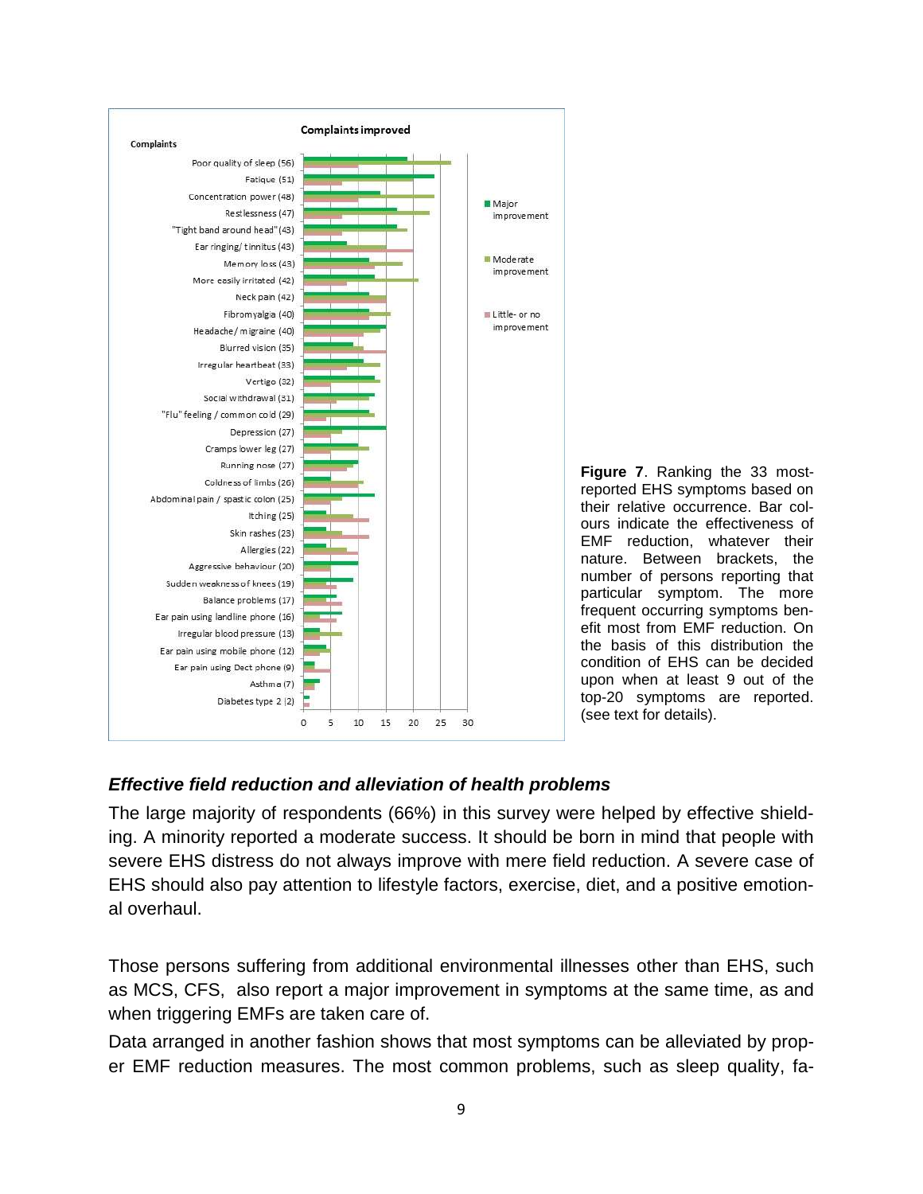**Complaints improved**

| Complaints | Major improvement | Moderate improvement | Little- or no improvement |
|---|---|---|---|
| Poor quality of sleep (56) | | | |
| Fatigue (51) | | | |
| Concentration power (48) | | | |
| Restlessness (47) | | | |
| "Tight band around head" (43) | | | |
| Ear ringing/ tinnitus (43) | | | |
| Memory loss (43) | | | |
| More easily irritated (42) | | | |
| Neck pain (42) | | | |
| Fibromyalgia (40) | | | |
| Headache/ migraine (40) | | | |
| Blurred vision (35) | | | |
| Irregular heartbeat (33) | | | |
| Vertigo (32) | | | |
| Social withdrawal (31) | | | |
| "Flu" feeling / common cold (29) | | | |
| Depression (27) | | | |
| Cramps lower leg (27) | | | |
| Running nose (27) | | | |
| Coldness of limbs (26) | | | |
| Abdominal pain / spastic colon (25) | | | |
| Itching (25) | | | |
| Skin rashes (23) | | | |
| Allergies (22) | | | |
| Aggressive behaviour (20) | | | |
| Sudden weakness of knees (19) | | | |
| Balance problems (17) | | | |
| Ear pain using landline phone (16) | | | |
| Irregular blood pressure (13) | | | |
| Ear pain using mobile phone (12) | | | |
| Ear pain using Dect phone (9) | | | |
| Asthma (7) | | | |
| Diabetes type 2 (2) | | | |

**Figure 7**. Ranking the 33 most-reported EHS symptoms based on their relative occurrence. Bar colours indicate the effectiveness of EMF reduction, whatever their nature. Between brackets, the number of persons reporting that particular symptom. The more frequent occurring symptoms benefit most from EMF reduction. On the basis of this distribution the condition of EHS can be decided upon when at least 9 out of the top-20 symptoms are reported. (see text for details).

### *Effective field reduction and alleviation of health problems*

The large majority of respondents (66%) in this survey were helped by effective shielding. A minority reported a moderate success. It should be born in mind that people with severe EHS distress do not always improve with mere field reduction. A severe case of EHS should also pay attention to lifestyle factors, exercise, diet, and a positive emotional overhaul.

Those persons suffering from additional environmental illnesses other than EHS, such as MCS, CFS, also report a major improvement in symptoms at the same time, as and when triggering EMFs are taken care of.

Data arranged in another fashion shows that most symptoms can be alleviated by proper EMF reduction measures. The most common problems, such as sleep quality, fa-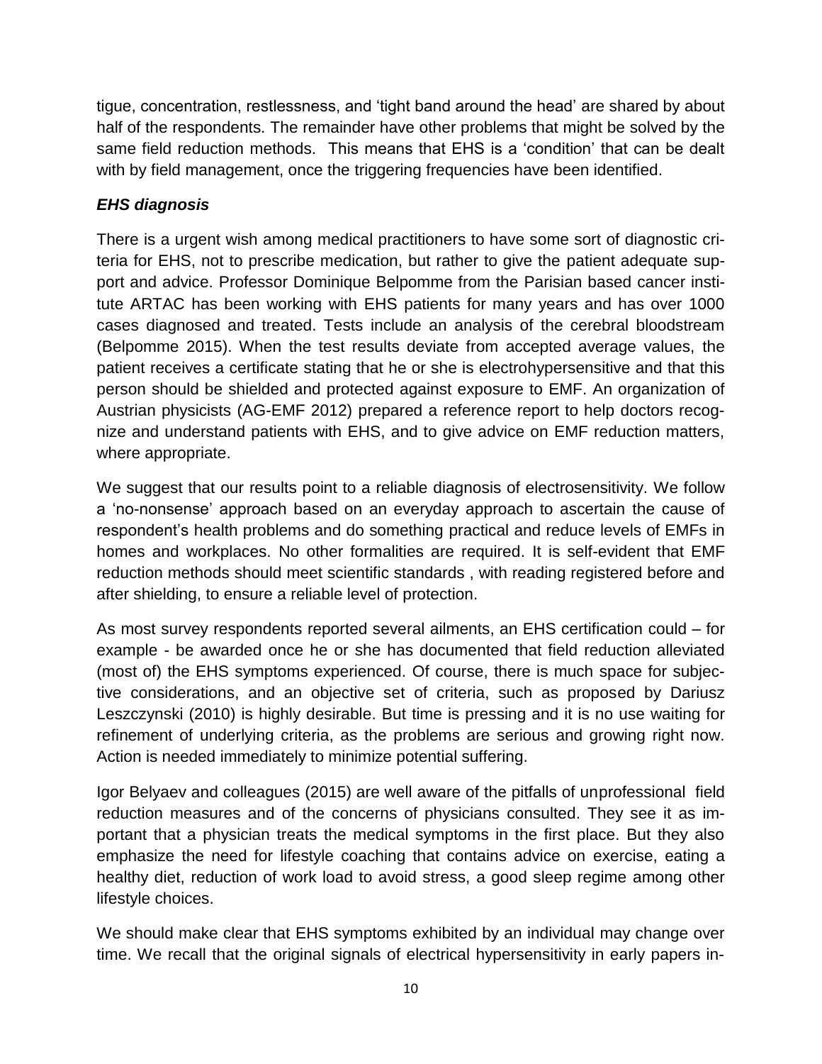tigue, concentration, restlessness, and 'tight band around the head' are shared by about half of the respondents. The remainder have other problems that might be solved by the same field reduction methods. This means that EHS is a 'condition' that can be dealt with by field management, once the triggering frequencies have been identified.

### *EHS diagnosis*

There is a urgent wish among medical practitioners to have some sort of diagnostic criteria for EHS, not to prescribe medication, but rather to give the patient adequate support and advice. Professor Dominique Belpomme from the Parisian based cancer institute ARTAC has been working with EHS patients for many years and has over 1000 cases diagnosed and treated. Tests include an analysis of the cerebral bloodstream (Belpomme 2015). When the test results deviate from accepted average values, the patient receives a certificate stating that he or she is electrohypersensitive and that this person should be shielded and protected against exposure to EMF. An organization of Austrian physicists (AG-EMF 2012) prepared a reference report to help doctors recognize and understand patients with EHS, and to give advice on EMF reduction matters, where appropriate.

We suggest that our results point to a reliable diagnosis of electrosensitivity. We follow a 'no-nonsense' approach based on an everyday approach to ascertain the cause of respondent's health problems and do something practical and reduce levels of EMFs in homes and workplaces. No other formalities are required. It is self-evident that EMF reduction methods should meet scientific standards , with reading registered before and after shielding, to ensure a reliable level of protection.

As most survey respondents reported several ailments, an EHS certification could – for example - be awarded once he or she has documented that field reduction alleviated (most of) the EHS symptoms experienced. Of course, there is much space for subjective considerations, and an objective set of criteria, such as proposed by Dariusz Leszczynski (2010) is highly desirable. But time is pressing and it is no use waiting for refinement of underlying criteria, as the problems are serious and growing right now. Action is needed immediately to minimize potential suffering.

Igor Belyaev and colleagues (2015) are well aware of the pitfalls of unprofessional field reduction measures and of the concerns of physicians consulted. They see it as important that a physician treats the medical symptoms in the first place. But they also emphasize the need for lifestyle coaching that contains advice on exercise, eating a healthy diet, reduction of work load to avoid stress, a good sleep regime among other lifestyle choices.

We should make clear that EHS symptoms exhibited by an individual may change over time. We recall that the original signals of electrical hypersensitivity in early papers in-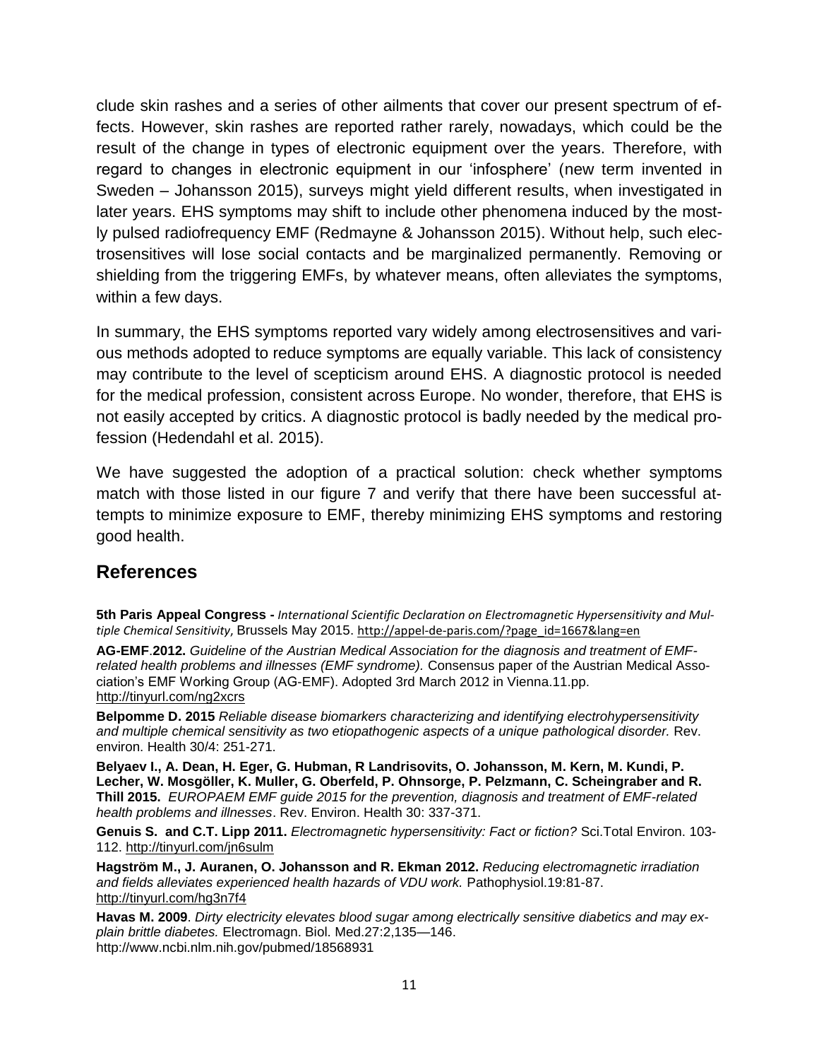clude skin rashes and a series of other ailments that cover our present spectrum of effects. However, skin rashes are reported rather rarely, nowadays, which could be the result of the change in types of electronic equipment over the years. Therefore, with regard to changes in electronic equipment in our 'infosphere' (new term invented in Sweden – Johansson 2015), surveys might yield different results, when investigated in later years. EHS symptoms may shift to include other phenomena induced by the mostly pulsed radiofrequency EMF (Redmayne & Johansson 2015). Without help, such electrosensitives will lose social contacts and be marginalized permanently. Removing or shielding from the triggering EMFs, by whatever means, often alleviates the symptoms, within a few days.

In summary, the EHS symptoms reported vary widely among electrosensitives and various methods adopted to reduce symptoms are equally variable. This lack of consistency may contribute to the level of scepticism around EHS. A diagnostic protocol is needed for the medical profession, consistent across Europe. No wonder, therefore, that EHS is not easily accepted by critics. A diagnostic protocol is badly needed by the medical profession (Hedendahl et al. 2015).

We have suggested the adoption of a practical solution: check whether symptoms match with those listed in our figure 7 and verify that there have been successful attempts to minimize exposure to EMF, thereby minimizing EHS symptoms and restoring good health.

## References

**5th Paris Appeal Congress -** *International Scientific Declaration on Electromagnetic Hypersensitivity and Multiple Chemical Sensitivity*, Brussels May 2015. http://appel-de-paris.com/?page_id=1667&lang=en

**AG-EMF**.**2012.** *Guideline of the Austrian Medical Association for the diagnosis and treatment of EMF-related health problems and illnesses (EMF syndrome).* Consensus paper of the Austrian Medical Association's EMF Working Group (AG-EMF). Adopted 3rd March 2012 in Vienna.11.pp. http://tinyurl.com/ng2xcrs

**Belpomme D. 2015** *Reliable disease biomarkers characterizing and identifying electrohypersensitivity and multiple chemical sensitivity as two etiopathogenic aspects of a unique pathological disorder.* Rev. environ. Health 30/4: 251-271.

**Belyaev I., A. Dean, H. Eger, G. Hubman, R Landrisovits, O. Johansson, M. Kern, M. Kundi, P. Lecher, W. Mosgöller, K. Muller, G. Oberfeld, P. Ohnsorge, P. Pelzmann, C. Scheingraber and R. Thill 2015.** *EUROPAEM EMF guide 2015 for the prevention, diagnosis and treatment of EMF-related health problems and illnesses*. Rev. Environ. Health 30: 337-371.

**Genuis S. and C.T. Lipp 2011.** *Electromagnetic hypersensitivity: Fact or fiction?* Sci.Total Environ. 103-112. http://tinyurl.com/jn6sulm

**Hagström M., J. Auranen, O. Johansson and R. Ekman 2012.** *Reducing electromagnetic irradiation and fields alleviates experienced health hazards of VDU work.* Pathophysiol.19:81-87. http://tinyurl.com/hg3n7f4

**Havas M. 2009**. *Dirty electricity elevates blood sugar among electrically sensitive diabetics and may explain brittle diabetes.* Electromagn. Biol. Med.27:2,135—146. http://www.ncbi.nlm.nih.gov/pubmed/18568931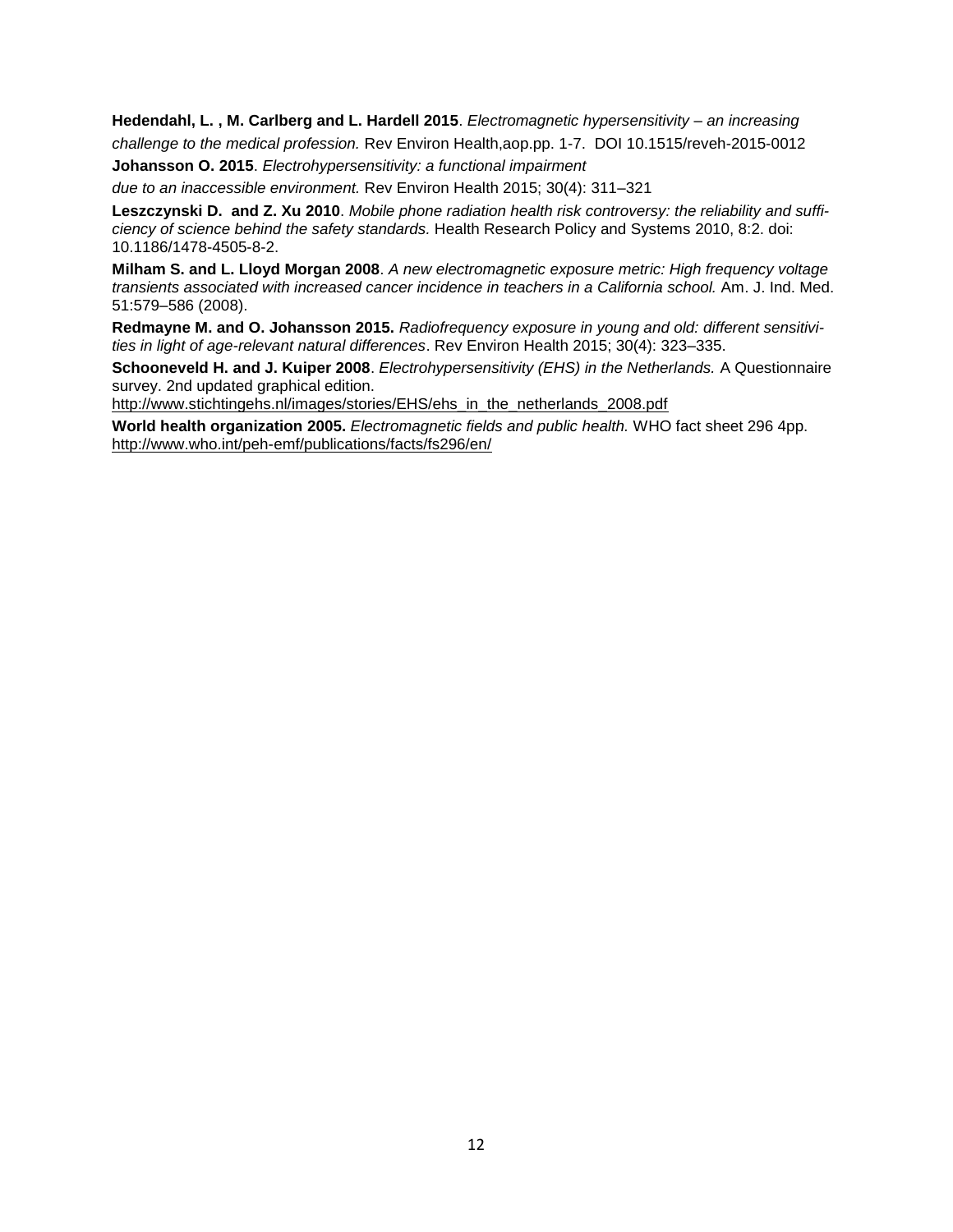**Hedendahl, L. , M. Carlberg and L. Hardell 2015**. *Electromagnetic hypersensitivity – an increasing challenge to the medical profession.* Rev Environ Health,aop.pp. 1-7. DOI 10.1515/reveh-2015-0012

**Johansson O. 2015**. *Electrohypersensitivity: a functional impairment due to an inaccessible environment.* Rev Environ Health 2015; 30(4): 311–321

**Leszczynski D. and Z. Xu 2010**. *Mobile phone radiation health risk controversy: the reliability and sufficiency of science behind the safety standards.* Health Research Policy and Systems 2010, 8:2. doi: 10.1186/1478-4505-8-2.

**Milham S. and L. Lloyd Morgan 2008**. *A new electromagnetic exposure metric: High frequency voltage transients associated with increased cancer incidence in teachers in a California school.* Am. J. Ind. Med. 51:579–586 (2008).

**Redmayne M. and O. Johansson 2015.** *Radiofrequency exposure in young and old: different sensitivities in light of age-relevant natural differences*. Rev Environ Health 2015; 30(4): 323–335.

**Schooneveld H. and J. Kuiper 2008**. *Electrohypersensitivity (EHS) in the Netherlands.* A Questionnaire survey. 2nd updated graphical edition. http://www.stichtingehs.nl/images/stories/EHS/ehs_in_the_netherlands_2008.pdf

**World health organization 2005.** *Electromagnetic fields and public health.* WHO fact sheet 296 4pp. http://www.who.int/peh-emf/publications/facts/fs296/en/